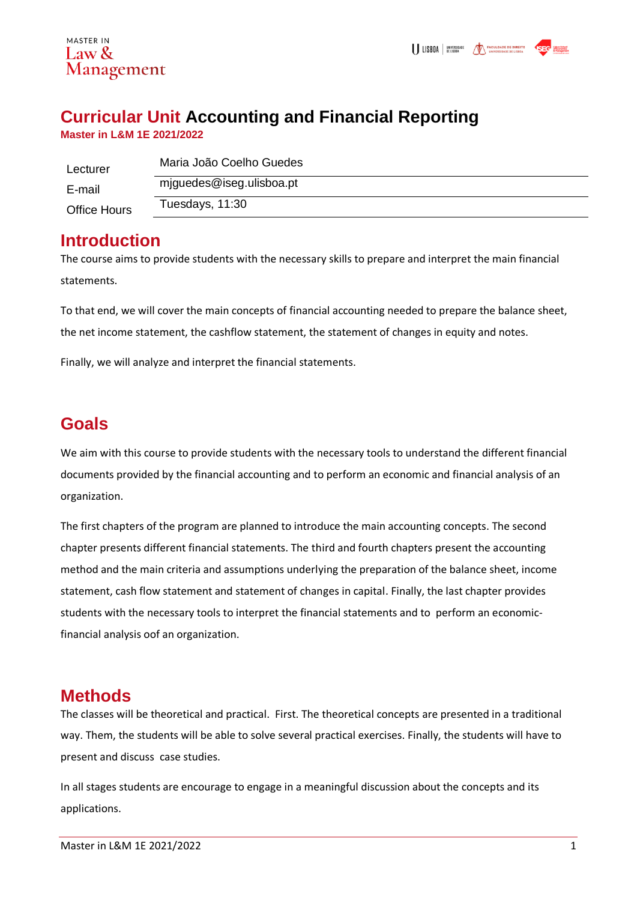MASTER IN
Law & Management

# Curricular Unit Accounting and Financial Reporting

**Master in L&M 1E 2021/2022**

| | |
|---|---|
| Lecturer | Maria João Coelho Guedes |
| E-mail | mjguedes@iseg.ulisboa.pt |
| Office Hours | Tuesdays, 11:30 |

## Introduction

The course aims to provide students with the necessary skills to prepare and interpret the main financial statements.

To that end, we will cover the main concepts of financial accounting needed to prepare the balance sheet, the net income statement, the cashflow statement, the statement of changes in equity and notes.

Finally, we will analyze and interpret the financial statements.

## Goals

We aim with this course to provide students with the necessary tools to understand the different financial documents provided by the financial accounting and to perform an economic and financial analysis of an organization.

The first chapters of the program are planned to introduce the main accounting concepts. The second chapter presents different financial statements. The third and fourth chapters present the accounting method and the main criteria and assumptions underlying the preparation of the balance sheet, income statement, cash flow statement and statement of changes in capital. Finally, the last chapter provides students with the necessary tools to interpret the financial statements and to perform an economic-financial analysis oof an organization.

## Methods

The classes will be theoretical and practical. First. The theoretical concepts are presented in a traditional way. Them, the students will be able to solve several practical exercises. Finally, the students will have to present and discuss case studies.

In all stages students are encourage to engage in a meaningful discussion about the concepts and its applications.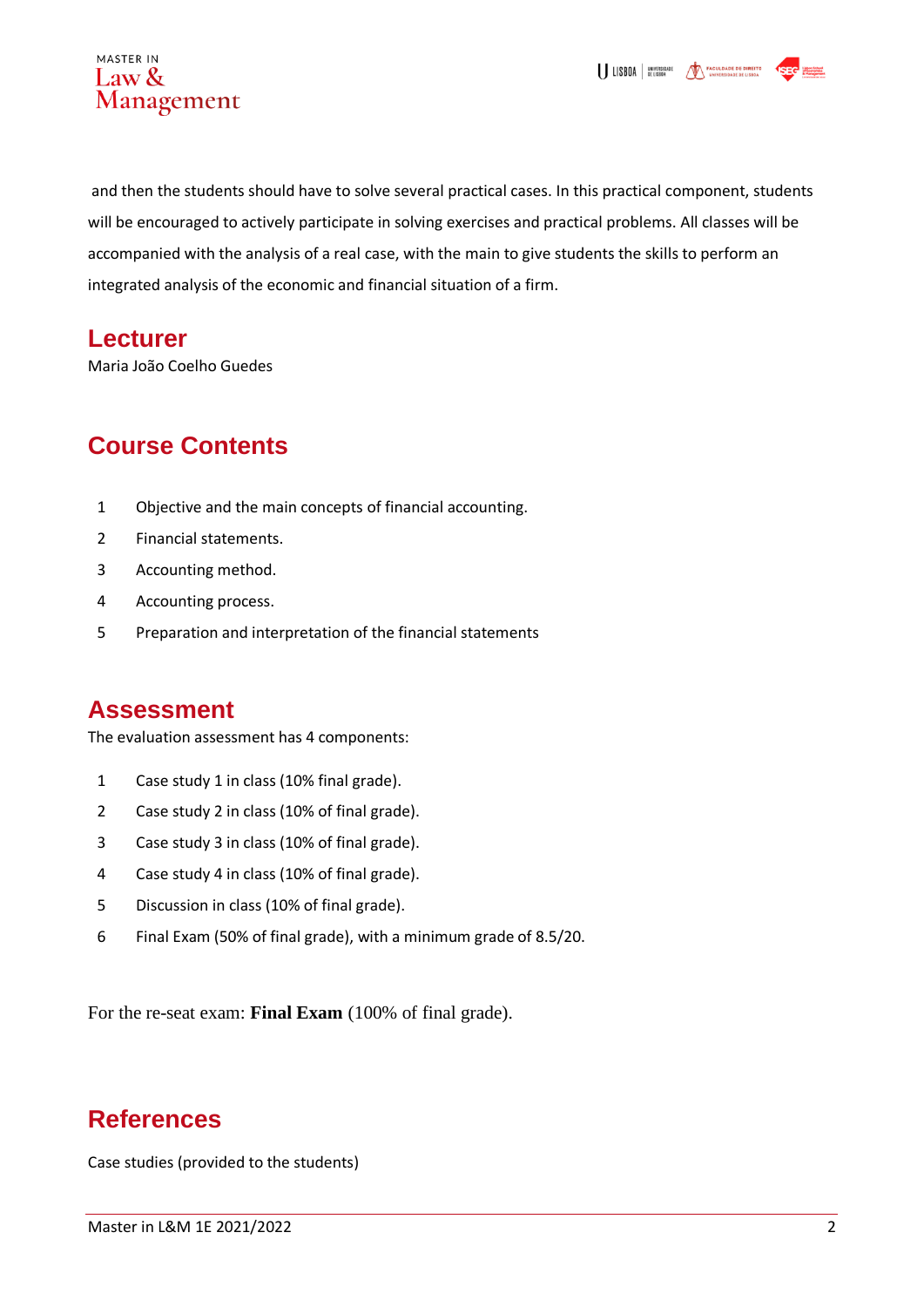and then the students should have to solve several practical cases. In this practical component, students will be encouraged to actively participate in solving exercises and practical problems. All classes will be accompanied with the analysis of a real case, with the main to give students the skills to perform an integrated analysis of the economic and financial situation of a firm.

## Lecturer

Maria João Coelho Guedes

## Course Contents

1. Objective and the main concepts of financial accounting.
2. Financial statements.
3. Accounting method.
4. Accounting process.
5. Preparation and interpretation of the financial statements

## Assessment

The evaluation assessment has 4 components:

1. Case study 1 in class (10% final grade).
2. Case study 2 in class (10% of final grade).
3. Case study 3 in class (10% of final grade).
4. Case study 4 in class (10% of final grade).
5. Discussion in class (10% of final grade).
6. Final Exam (50% of final grade), with a minimum grade of 8.5/20.

For the re-seat exam: **Final Exam** (100% of final grade).

## References

Case studies (provided to the students)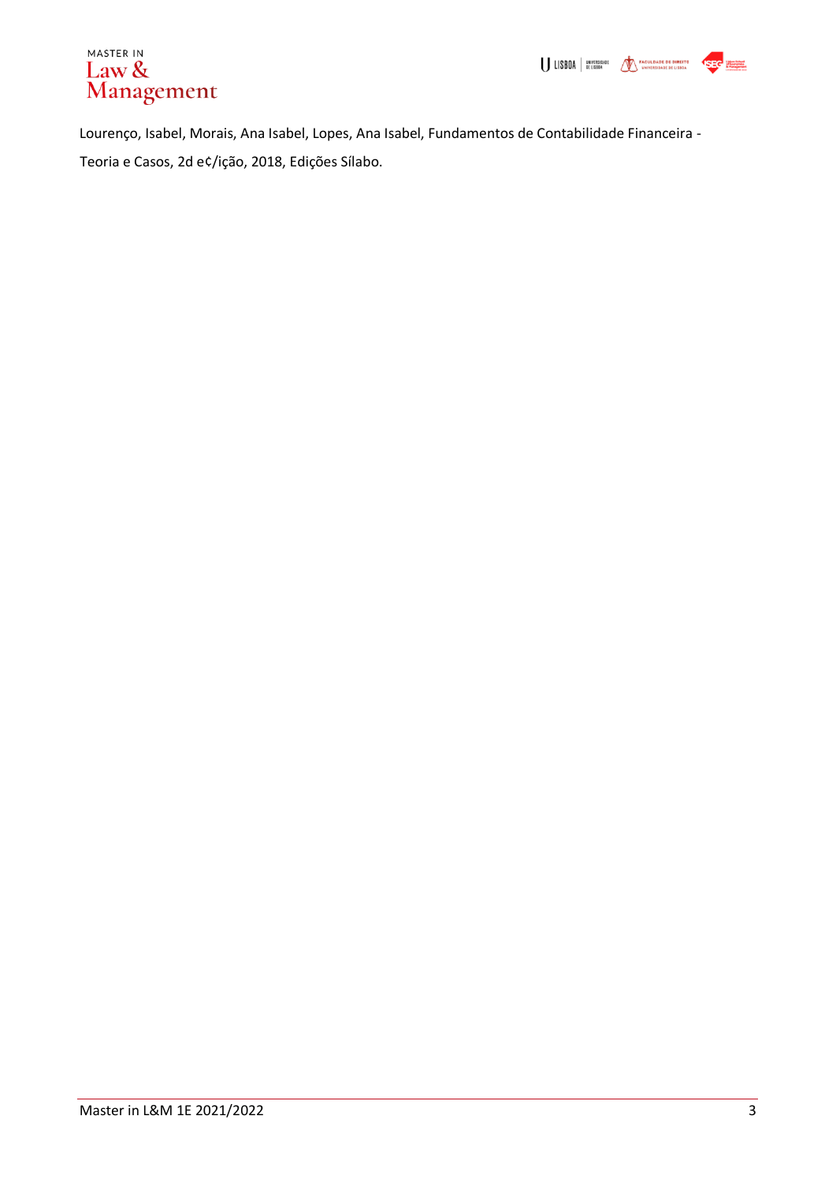Lourenço, Isabel, Morais, Ana Isabel, Lopes, Ana Isabel, Fundamentos de Contabilidade Financeira - Teoria e Casos, 2d e¢/ição, 2018, Edições Sílabo.